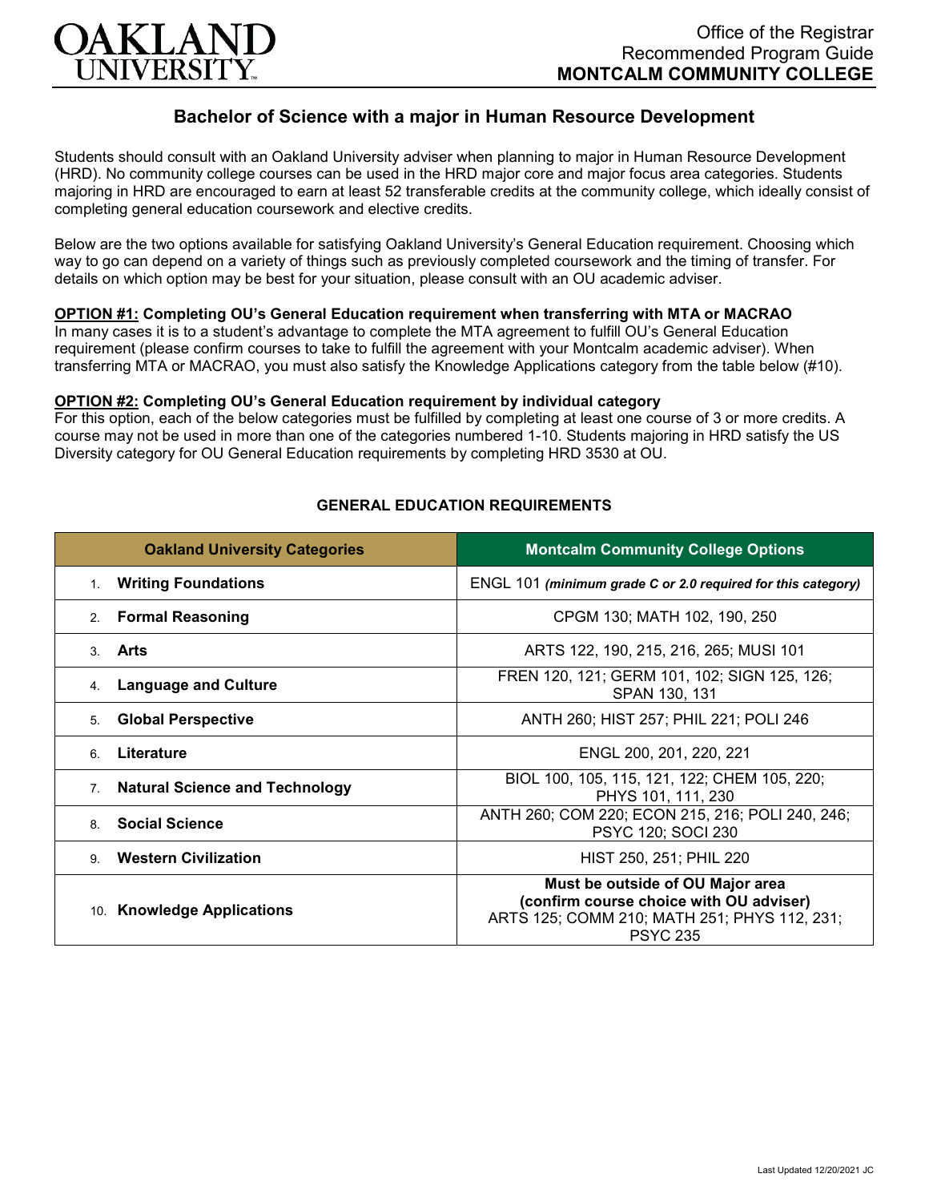# Bachelor of Science with a major in Human Resource Development

Students should consult with an Oakland University adviser when planning to major in Human Resource Development (HRD). No community college courses can be used in the HRD major core and major focus area categories. Students majoring in HRD are encouraged to earn at least 52 transferable credits at the community college, which ideally consist of completing general education coursework and elective credits.

Below are the two options available for satisfying Oakland University's General Education requirement. Choosing which way to go can depend on a variety of things such as previously completed coursework and the timing of transfer. For details on which option may be best for your situation, please consult with an OU academic adviser.

**OPTION #1: Completing OU's General Education requirement when transferring with MTA or MACRAO**
In many cases it is to a student's advantage to complete the MTA agreement to fulfill OU's General Education requirement (please confirm courses to take to fulfill the agreement with your Montcalm academic adviser). When transferring MTA or MACRAO, you must also satisfy the Knowledge Applications category from the table below (#10).

**OPTION #2: Completing OU's General Education requirement by individual category**
For this option, each of the below categories must be fulfilled by completing at least one course of 3 or more credits. A course may not be used in more than one of the categories numbered 1-10. Students majoring in HRD satisfy the US Diversity category for OU General Education requirements by completing HRD 3530 at OU.

## GENERAL EDUCATION REQUIREMENTS

| Oakland University Categories | Montcalm Community College Options |
|---|---|
| 1. **Writing Foundations** | ENGL 101 ***(minimum grade C or 2.0 required for this category)*** |
| 2. **Formal Reasoning** | CPGM 130; MATH 102, 190, 250 |
| 3. **Arts** | ARTS 122, 190, 215, 216, 265; MUSI 101 |
| 4. **Language and Culture** | FREN 120, 121; GERM 101, 102; SIGN 125, 126; SPAN 130, 131 |
| 5. **Global Perspective** | ANTH 260; HIST 257; PHIL 221; POLI 246 |
| 6. **Literature** | ENGL 200, 201, 220, 221 |
| 7. **Natural Science and Technology** | BIOL 100, 105, 115, 121, 122; CHEM 105, 220; PHYS 101, 111, 230 |
| 8. **Social Science** | ANTH 260; COM 220; ECON 215, 216; POLI 240, 246; PSYC 120; SOCI 230 |
| 9. **Western Civilization** | HIST 250, 251; PHIL 220 |
| 10. **Knowledge Applications** | **Must be outside of OU Major area (confirm course choice with OU adviser)** ARTS 125; COMM 210; MATH 251; PHYS 112, 231; PSYC 235 |

Last Updated 12/20/2021 JC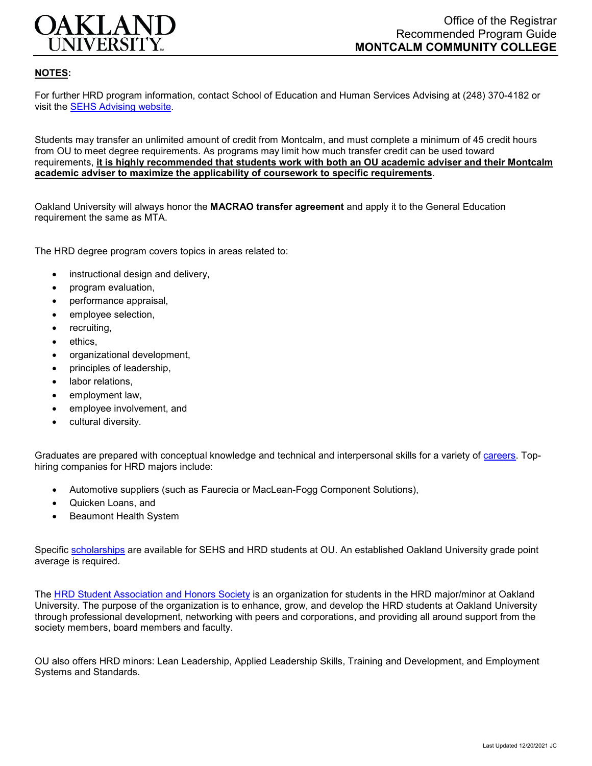**NOTES:**

For further HRD program information, contact School of Education and Human Services Advising at (248) 370-4182 or visit the [SEHS Advising website](#).

Students may transfer an unlimited amount of credit from Montcalm, and must complete a minimum of 45 credit hours from OU to meet degree requirements. As programs may limit how much transfer credit can be used toward requirements, **it is highly recommended that students work with both an OU academic adviser and their Montcalm academic adviser to maximize the applicability of coursework to specific requirements**.

Oakland University will always honor the **MACRAO transfer agreement** and apply it to the General Education requirement the same as MTA.

The HRD degree program covers topics in areas related to:

- instructional design and delivery,
- program evaluation,
- performance appraisal,
- employee selection,
- recruiting,
- ethics,
- organizational development,
- principles of leadership,
- labor relations,
- employment law,
- employee involvement, and
- cultural diversity.

Graduates are prepared with conceptual knowledge and technical and interpersonal skills for a variety of [careers](#). Top-hiring companies for HRD majors include:

- Automotive suppliers (such as Faurecia or MacLean-Fogg Component Solutions),
- Quicken Loans, and
- Beaumont Health System

Specific [scholarships](#) are available for SEHS and HRD students at OU. An established Oakland University grade point average is required.

The [HRD Student Association and Honors Society](#) is an organization for students in the HRD major/minor at Oakland University. The purpose of the organization is to enhance, grow, and develop the HRD students at Oakland University through professional development, networking with peers and corporations, and providing all around support from the society members, board members and faculty.

OU also offers HRD minors: Lean Leadership, Applied Leadership Skills, Training and Development, and Employment Systems and Standards.